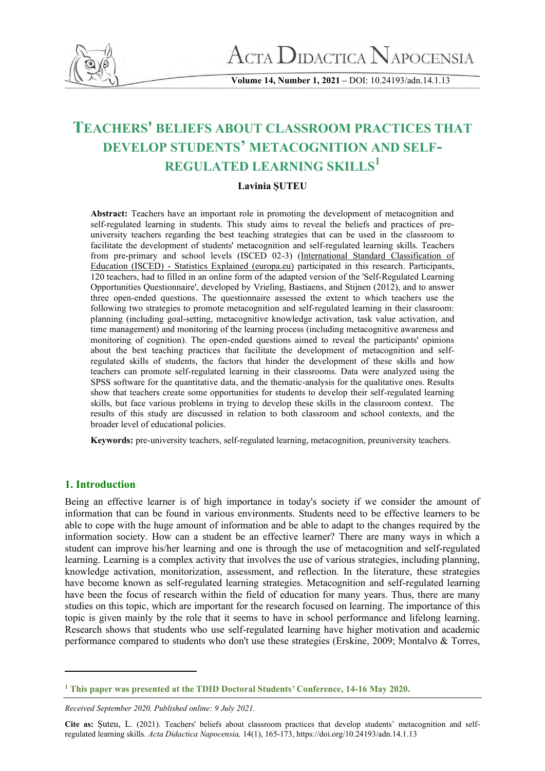# TEACHERS' BELIEFS ABOUT CLASSROOM PRACTICES THAT DEVELOP STUDENTS' METACOGNITION AND SELF-REGULATED LEARNING SKILLS[1]

**Lavinia ȘUTEU**

**Abstract:** Teachers have an important role in promoting the development of metacognition and self-regulated learning in students. This study aims to reveal the beliefs and practices of pre-university teachers regarding the best teaching strategies that can be used in the classroom to facilitate the development of students' metacognition and self-regulated learning skills. Teachers from pre-primary and school levels (ISCED 02-3) (International Standard Classification of Education (ISCED) - Statistics Explained (europa.eu)) participated in this research. Participants, 120 teachers, had to filled in an online form of the adapted version of the 'Self-Regulated Learning Opportunities Questionnaire', developed by Vrieling, Bastiaens, and Stijnen (2012), and to answer three open-ended questions. The questionnaire assessed the extent to which teachers use the following two strategies to promote metacognition and self-regulated learning in their classroom: planning (including goal-setting, metacognitive knowledge activation, task value activation, and time management) and monitoring of the learning process (including metacognitive awareness and monitoring of cognition). The open-ended questions aimed to reveal the participants' opinions about the best teaching practices that facilitate the development of metacognition and self-regulated skills of students, the factors that hinder the development of these skills and how teachers can promote self-regulated learning in their classrooms. Data were analyzed using the SPSS software for the quantitative data, and the thematic-analysis for the qualitative ones. Results show that teachers create some opportunities for students to develop their self-regulated learning skills, but face various problems in trying to develop these skills in the classroom context. The results of this study are discussed in relation to both classroom and school contexts, and the broader level of educational policies.

**Keywords:** pre-university teachers, self-regulated learning, metacognition, preuniversity teachers.

## 1. Introduction

Being an effective learner is of high importance in today's society if we consider the amount of information that can be found in various environments. Students need to be effective learners to be able to cope with the huge amount of information and be able to adapt to the changes required by the information society. How can a student be an effective learner? There are many ways in which a student can improve his/her learning and one is through the use of metacognition and self-regulated learning. Learning is a complex activity that involves the use of various strategies, including planning, knowledge activation, monitorization, assessment, and reflection. In the literature, these strategies have become known as self-regulated learning strategies. Metacognition and self-regulated learning have been the focus of research within the field of education for many years. Thus, there are many studies on this topic, which are important for the research focused on learning. The importance of this topic is given mainly by the role that it seems to have in school performance and lifelong learning. Research shows that students who use self-regulated learning have higher motivation and academic performance compared to students who don't use these strategies (Erskine, 2009; Montalvo & Torres,

---

[1] **This paper was presented at the TDID Doctoral Students' Conference, 14-16 May 2020.**

*Received September 2020. Published online: 9 July 2021.*

**Cite as:** Șuteu, L. (2021). Teachers' beliefs about classroom practices that develop students' metacognition and self-regulated learning skills. *Acta Didactica Napocensia,* 14(1), 165-173, https://doi.org/10.24193/adn.14.1.13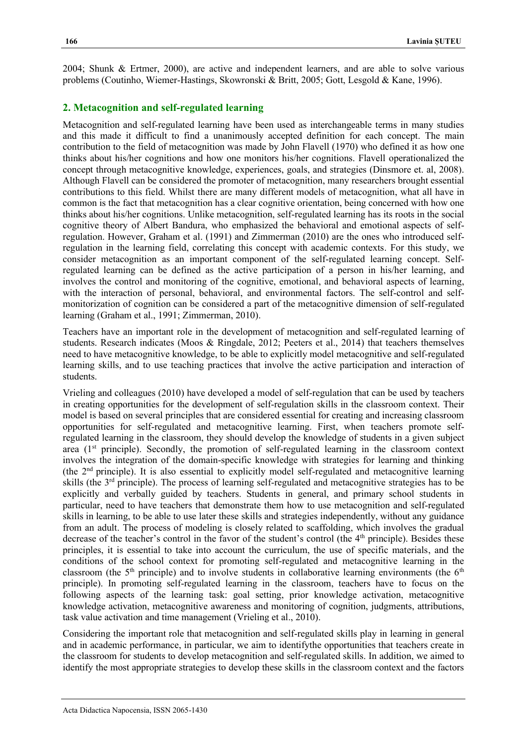2004; Shunk & Ertmer, 2000), are active and independent learners, and are able to solve various problems (Coutinho, Wiemer-Hastings, Skowronski & Britt, 2005; Gott, Lesgold & Kane, 1996).

## 2. Metacognition and self-regulated learning

Metacognition and self-regulated learning have been used as interchangeable terms in many studies and this made it difficult to find a unanimously accepted definition for each concept. The main contribution to the field of metacognition was made by John Flavell (1970) who defined it as how one thinks about his/her cognitions and how one monitors his/her cognitions. Flavell operationalized the concept through metacognitive knowledge, experiences, goals, and strategies (Dinsmore et. al, 2008). Although Flavell can be considered the promoter of metacognition, many researchers brought essential contributions to this field. Whilst there are many different models of metacognition, what all have in common is the fact that metacognition has a clear cognitive orientation, being concerned with how one thinks about his/her cognitions. Unlike metacognition, self-regulated learning has its roots in the social cognitive theory of Albert Bandura, who emphasized the behavioral and emotional aspects of self-regulation. However, Graham et al. (1991) and Zimmerman (2010) are the ones who introduced self-regulation in the learning field, correlating this concept with academic contexts. For this study, we consider metacognition as an important component of the self-regulated learning concept. Self-regulated learning can be defined as the active participation of a person in his/her learning, and involves the control and monitoring of the cognitive, emotional, and behavioral aspects of learning, with the interaction of personal, behavioral, and environmental factors. The self-control and self-monitorization of cognition can be considered a part of the metacognitive dimension of self-regulated learning (Graham et al., 1991; Zimmerman, 2010).

Teachers have an important role in the development of metacognition and self-regulated learning of students. Research indicates (Moos & Ringdale, 2012; Peeters et al., 2014) that teachers themselves need to have metacognitive knowledge, to be able to explicitly model metacognitive and self-regulated learning skills, and to use teaching practices that involve the active participation and interaction of students.

Vrieling and colleagues (2010) have developed a model of self-regulation that can be used by teachers in creating opportunities for the development of self-regulation skills in the classroom context. Their model is based on several principles that are considered essential for creating and increasing classroom opportunities for self-regulated and metacognitive learning. First, when teachers promote self-regulated learning in the classroom, they should develop the knowledge of students in a given subject area (1st principle). Secondly, the promotion of self-regulated learning in the classroom context involves the integration of the domain-specific knowledge with strategies for learning and thinking (the 2nd principle). It is also essential to explicitly model self-regulated and metacognitive learning skills (the 3rd principle). The process of learning self-regulated and metacognitive strategies has to be explicitly and verbally guided by teachers. Students in general, and primary school students in particular, need to have teachers that demonstrate them how to use metacognition and self-regulated skills in learning, to be able to use later these skills and strategies independently, without any guidance from an adult. The process of modeling is closely related to scaffolding, which involves the gradual decrease of the teacher's control in the favor of the student's control (the 4th principle). Besides these principles, it is essential to take into account the curriculum, the use of specific materials, and the conditions of the school context for promoting self-regulated and metacognitive learning in the classroom (the 5th principle) and to involve students in collaborative learning environments (the 6th principle). In promoting self-regulated learning in the classroom, teachers have to focus on the following aspects of the learning task: goal setting, prior knowledge activation, metacognitive knowledge activation, metacognitive awareness and monitoring of cognition, judgments, attributions, task value activation and time management (Vrieling et al., 2010).

Considering the important role that metacognition and self-regulated skills play in learning in general and in academic performance, in particular, we aim to identifythe opportunities that teachers create in the classroom for students to develop metacognition and self-regulated skills. In addition, we aimed to identify the most appropriate strategies to develop these skills in the classroom context and the factors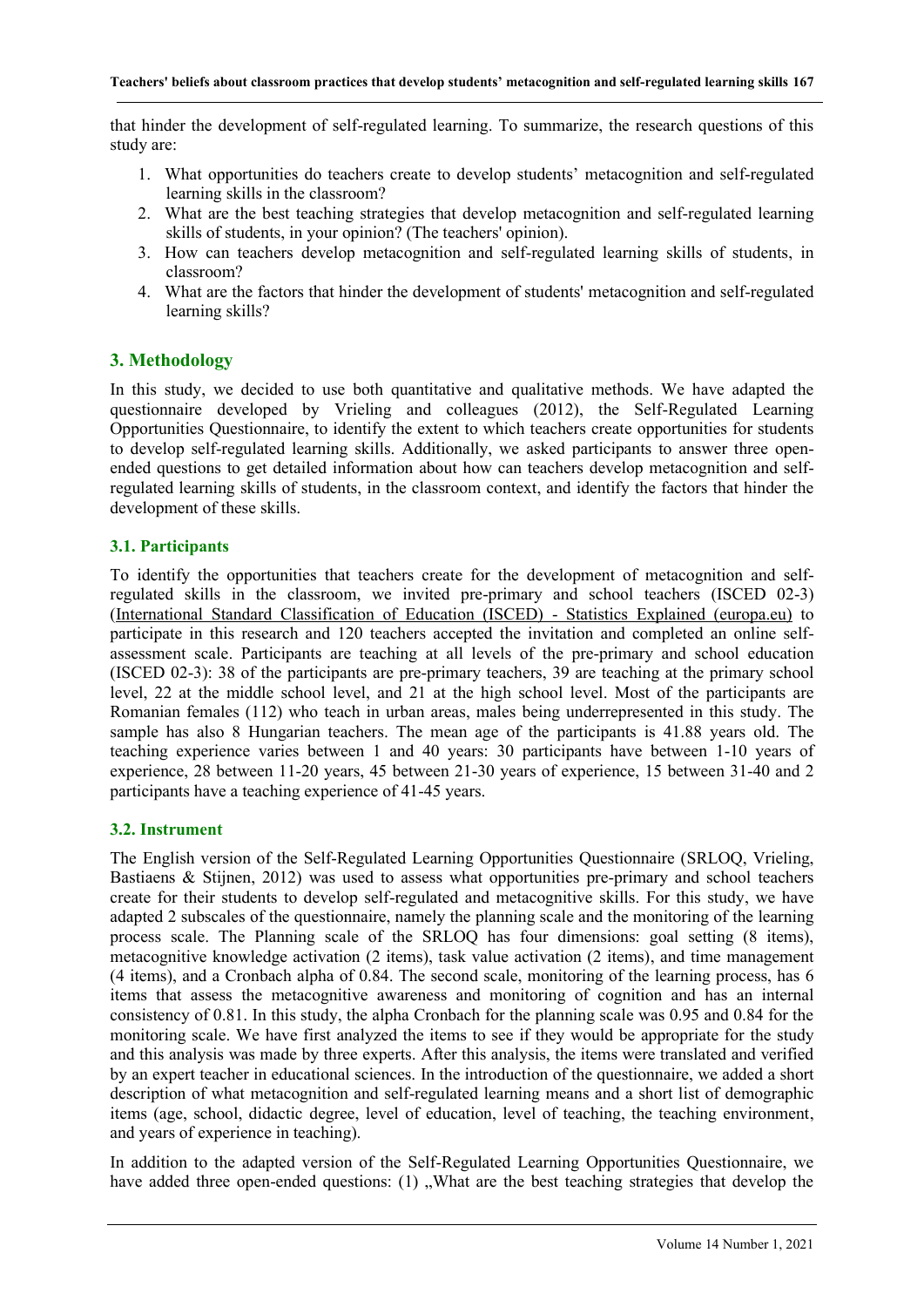that hinder the development of self-regulated learning. To summarize, the research questions of this study are:

1. What opportunities do teachers create to develop students' metacognition and self-regulated learning skills in the classroom?
2. What are the best teaching strategies that develop metacognition and self-regulated learning skills of students, in your opinion? (The teachers' opinion).
3. How can teachers develop metacognition and self-regulated learning skills of students, in classroom?
4. What are the factors that hinder the development of students' metacognition and self-regulated learning skills?

## 3. Methodology

In this study, we decided to use both quantitative and qualitative methods. We have adapted the questionnaire developed by Vrieling and colleagues (2012), the Self-Regulated Learning Opportunities Questionnaire, to identify the extent to which teachers create opportunities for students to develop self-regulated learning skills. Additionally, we asked participants to answer three open-ended questions to get detailed information about how can teachers develop metacognition and self-regulated learning skills of students, in the classroom context, and identify the factors that hinder the development of these skills.

### 3.1. Participants

To identify the opportunities that teachers create for the development of metacognition and self-regulated skills in the classroom, we invited pre-primary and school teachers (ISCED 02-3) (International Standard Classification of Education (ISCED) - Statistics Explained (europa.eu) to participate in this research and 120 teachers accepted the invitation and completed an online self-assessment scale. Participants are teaching at all levels of the pre-primary and school education (ISCED 02-3): 38 of the participants are pre-primary teachers, 39 are teaching at the primary school level, 22 at the middle school level, and 21 at the high school level. Most of the participants are Romanian females (112) who teach in urban areas, males being underrepresented in this study. The sample has also 8 Hungarian teachers. The mean age of the participants is 41.88 years old. The teaching experience varies between 1 and 40 years: 30 participants have between 1-10 years of experience, 28 between 11-20 years, 45 between 21-30 years of experience, 15 between 31-40 and 2 participants have a teaching experience of 41-45 years.

### 3.2. Instrument

The English version of the Self-Regulated Learning Opportunities Questionnaire (SRLOQ, Vrieling, Bastiaens & Stijnen, 2012) was used to assess what opportunities pre-primary and school teachers create for their students to develop self-regulated and metacognitive skills. For this study, we have adapted 2 subscales of the questionnaire, namely the planning scale and the monitoring of the learning process scale. The Planning scale of the SRLOQ has four dimensions: goal setting (8 items), metacognitive knowledge activation (2 items), task value activation (2 items), and time management (4 items), and a Cronbach alpha of 0.84. The second scale, monitoring of the learning process, has 6 items that assess the metacognitive awareness and monitoring of cognition and has an internal consistency of 0.81. In this study, the alpha Cronbach for the planning scale was 0.95 and 0.84 for the monitoring scale. We have first analyzed the items to see if they would be appropriate for the study and this analysis was made by three experts. After this analysis, the items were translated and verified by an expert teacher in educational sciences. In the introduction of the questionnaire, we added a short description of what metacognition and self-regulated learning means and a short list of demographic items (age, school, didactic degree, level of education, level of teaching, the teaching environment, and years of experience in teaching).

In addition to the adapted version of the Self-Regulated Learning Opportunities Questionnaire, we have added three open-ended questions: (1) „What are the best teaching strategies that develop the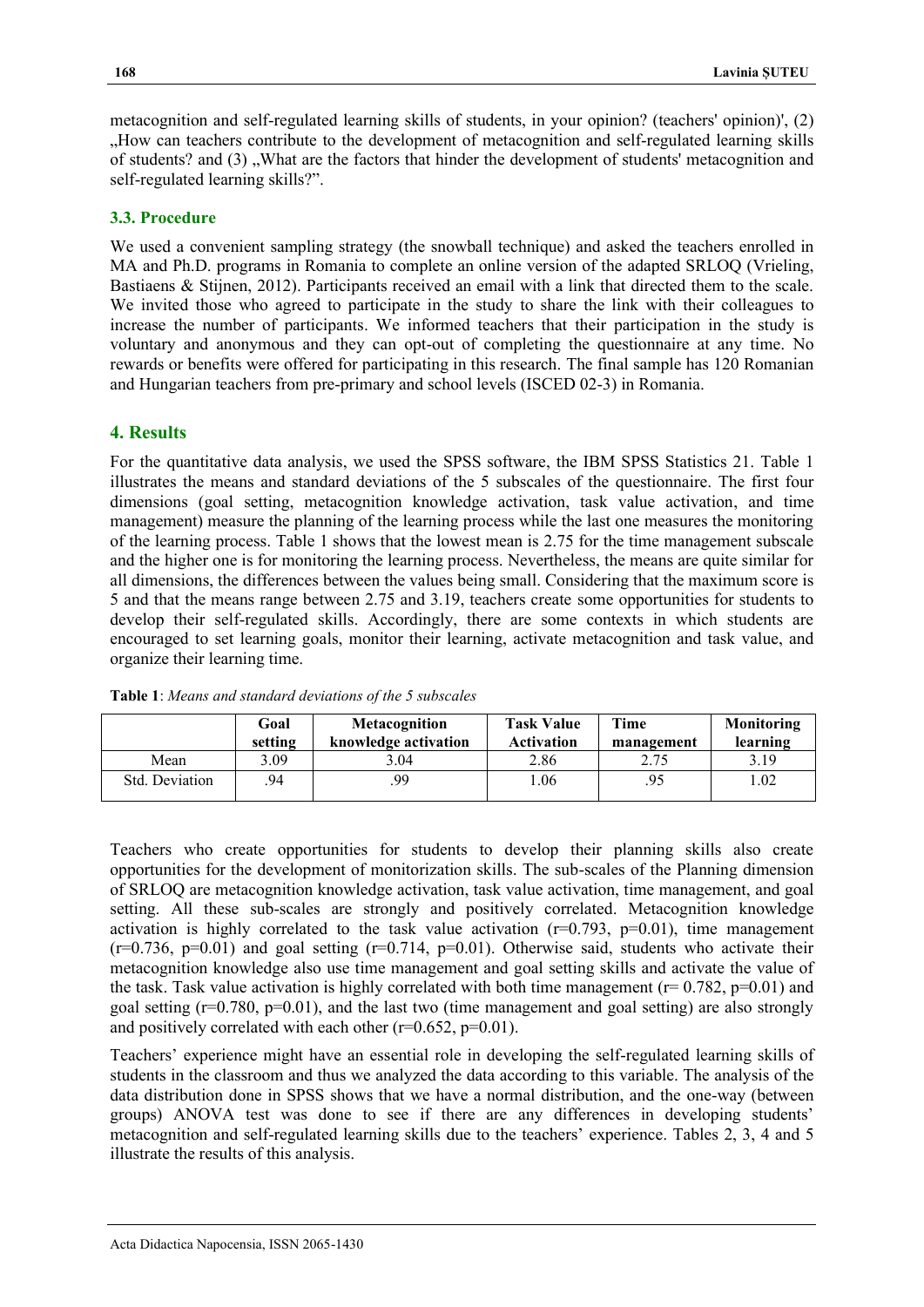metacognition and self-regulated learning skills of students, in your opinion? (teachers' opinion)', (2) „How can teachers contribute to the development of metacognition and self-regulated learning skills of students? and (3) „What are the factors that hinder the development of students' metacognition and self-regulated learning skills?".

### 3.3. Procedure

We used a convenient sampling strategy (the snowball technique) and asked the teachers enrolled in MA and Ph.D. programs in Romania to complete an online version of the adapted SRLOQ (Vrieling, Bastiaens & Stijnen, 2012). Participants received an email with a link that directed them to the scale. We invited those who agreed to participate in the study to share the link with their colleagues to increase the number of participants. We informed teachers that their participation in the study is voluntary and anonymous and they can opt-out of completing the questionnaire at any time. No rewards or benefits were offered for participating in this research. The final sample has 120 Romanian and Hungarian teachers from pre-primary and school levels (ISCED 02-3) in Romania.

## 4. Results

For the quantitative data analysis, we used the SPSS software, the IBM SPSS Statistics 21. Table 1 illustrates the means and standard deviations of the 5 subscales of the questionnaire. The first four dimensions (goal setting, metacognition knowledge activation, task value activation, and time management) measure the planning of the learning process while the last one measures the monitoring of the learning process. Table 1 shows that the lowest mean is 2.75 for the time management subscale and the higher one is for monitoring the learning process. Nevertheless, the means are quite similar for all dimensions, the differences between the values being small. Considering that the maximum score is 5 and that the means range between 2.75 and 3.19, teachers create some opportunities for students to develop their self-regulated skills. Accordingly, there are some contexts in which students are encouraged to set learning goals, monitor their learning, activate metacognition and task value, and organize their learning time.

**Table 1**: *Means and standard deviations of the 5 subscales*

| | Goal setting | Metacognition knowledge activation | Task Value Activation | Time management | Monitoring learning |
|---|---|---|---|---|---|
| Mean | 3.09 | 3.04 | 2.86 | 2.75 | 3.19 |
| Std. Deviation | .94 | .99 | 1.06 | .95 | 1.02 |

Teachers who create opportunities for students to develop their planning skills also create opportunities for the development of monitorization skills. The sub-scales of the Planning dimension of SRLOQ are metacognition knowledge activation, task value activation, time management, and goal setting. All these sub-scales are strongly and positively correlated. Metacognition knowledge activation is highly correlated to the task value activation ($r=0.793$, $p=0.01$), time management ($r=0.736$, $p=0.01$) and goal setting ($r=0.714$, $p=0.01$). Otherwise said, students who activate their metacognition knowledge also use time management and goal setting skills and activate the value of the task. Task value activation is highly correlated with both time management ($r= 0.782$, $p=0.01$) and goal setting ($r=0.780$, $p=0.01$), and the last two (time management and goal setting) are also strongly and positively correlated with each other ($r=0.652$, $p=0.01$).

Teachers' experience might have an essential role in developing the self-regulated learning skills of students in the classroom and thus we analyzed the data according to this variable. The analysis of the data distribution done in SPSS shows that we have a normal distribution, and the one-way (between groups) ANOVA test was done to see if there are any differences in developing students' metacognition and self-regulated learning skills due to the teachers' experience. Tables 2, 3, 4 and 5 illustrate the results of this analysis.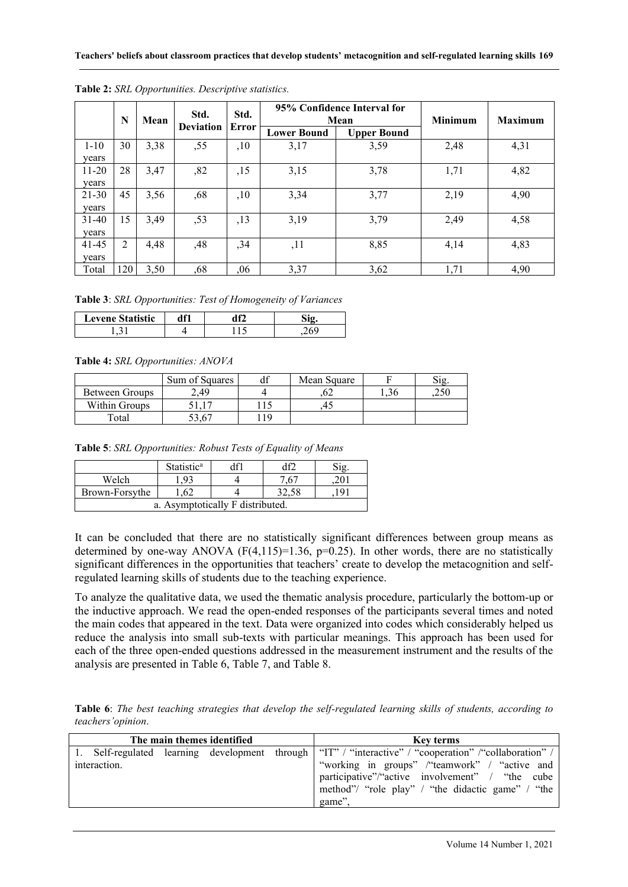**Table 2:** *SRL Opportunities. Descriptive statistics.*

| | N | Mean | Std. Deviation | Std. Error | 95% Confidence Interval for Mean | | Minimum | Maximum |
|---|---|---|---|---|---|---|---|---|
| | | | | | Lower Bound | Upper Bound | | |
| 1-10 years | 30 | 3,38 | ,55 | ,10 | 3,17 | 3,59 | 2,48 | 4,31 |
| 11-20 years | 28 | 3,47 | ,82 | ,15 | 3,15 | 3,78 | 1,71 | 4,82 |
| 21-30 years | 45 | 3,56 | ,68 | ,10 | 3,34 | 3,77 | 2,19 | 4,90 |
| 31-40 years | 15 | 3,49 | ,53 | ,13 | 3,19 | 3,79 | 2,49 | 4,58 |
| 41-45 years | 2 | 4,48 | ,48 | ,34 | ,11 | 8,85 | 4,14 | 4,83 |
| Total | 120 | 3,50 | ,68 | ,06 | 3,37 | 3,62 | 1,71 | 4,90 |

**Table 3**: *SRL Opportunities: Test of Homogeneity of Variances*

| Levene Statistic | df1 | df2 | Sig. |
|---|---|---|---|
| 1,31 | 4 | 115 | ,269 |

**Table 4:** *SRL Opportunities: ANOVA*

| | Sum of Squares | df | Mean Square | F | Sig. |
|---|---|---|---|---|---|
| Between Groups | 2,49 | 4 | ,62 | 1,36 | ,250 |
| Within Groups | 51,17 | 115 | ,45 | | |
| Total | 53,67 | 119 | | | |

**Table 5**: *SRL Opportunities: Robust Tests of Equality of Means*

| | Statistic[a] | df1 | df2 | Sig. |
|---|---|---|---|---|
| Welch | 1,93 | 4 | 7,67 | ,201 |
| Brown-Forsythe | 1,62 | 4 | 32,58 | ,191 |
| a. Asymptotically F distributed. | | | | |

It can be concluded that there are no statistically significant differences between group means as determined by one-way ANOVA ($F(4,115)=1.36$, $p=0.25$). In other words, there are no statistically significant differences in the opportunities that teachers' create to develop the metacognition and self-regulated learning skills of students due to the teaching experience.

To analyze the qualitative data, we used the thematic analysis procedure, particularly the bottom-up or the inductive approach. We read the open-ended responses of the participants several times and noted the main codes that appeared in the text. Data were organized into codes which considerably helped us reduce the analysis into small sub-texts with particular meanings. This approach has been used for each of the three open-ended questions addressed in the measurement instrument and the results of the analysis are presented in Table 6, Table 7, and Table 8.

**Table 6**: *The best teaching strategies that develop the self-regulated learning skills of students, according to teachers'opinion*.

| The main themes identified | Key terms |
|---|---|
| 1. Self-regulated learning development through interaction. | "IT" / "interactive" / "cooperation" /"collaboration" / "working in groups" /"teamwork" / "active and participative"/"active involvement" / "the cube method"/ "role play" / "the didactic game" / "the game", |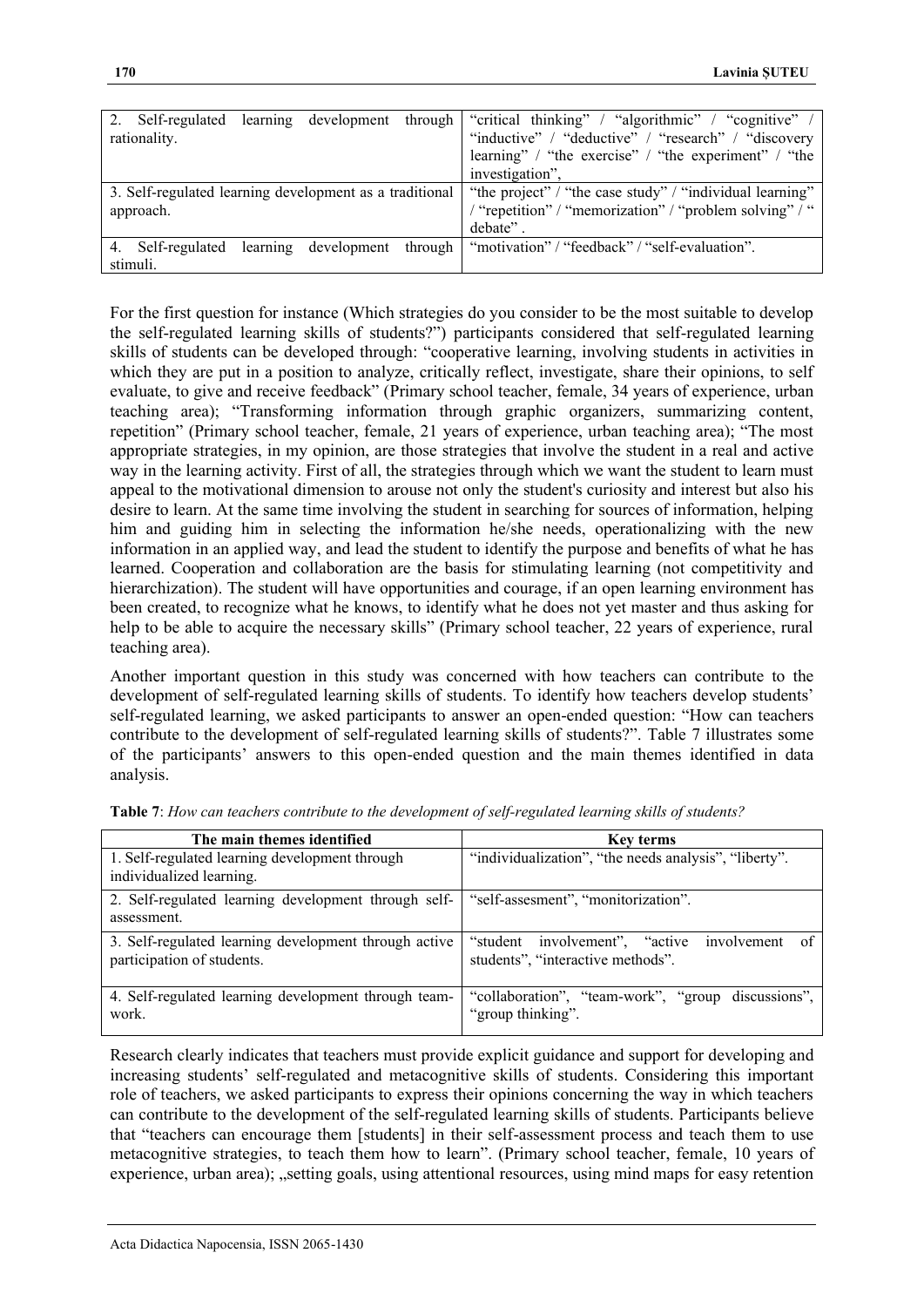| | |
|---|---|
| 2. Self-regulated learning development through rationality. | "critical thinking" / "algorithmic" / "cognitive" / "inductive" / "deductive" / "research" / "discovery learning" / "the exercise" / "the experiment" / "the investigation", |
| 3. Self-regulated learning development as a traditional approach. | "the project" / "the case study" / "individual learning" / "repetition" / "memorization" / "problem solving" / " debate" . |
| 4. Self-regulated learning development through stimuli. | "motivation" / "feedback" / "self-evaluation". |

For the first question for instance (Which strategies do you consider to be the most suitable to develop the self-regulated learning skills of students?") participants considered that self-regulated learning skills of students can be developed through: "cooperative learning, involving students in activities in which they are put in a position to analyze, critically reflect, investigate, share their opinions, to self evaluate, to give and receive feedback" (Primary school teacher, female, 34 years of experience, urban teaching area); "Transforming information through graphic organizers, summarizing content, repetition" (Primary school teacher, female, 21 years of experience, urban teaching area); "The most appropriate strategies, in my opinion, are those strategies that involve the student in a real and active way in the learning activity. First of all, the strategies through which we want the student to learn must appeal to the motivational dimension to arouse not only the student's curiosity and interest but also his desire to learn. At the same time involving the student in searching for sources of information, helping him and guiding him in selecting the information he/she needs, operationalizing with the new information in an applied way, and lead the student to identify the purpose and benefits of what he has learned. Cooperation and collaboration are the basis for stimulating learning (not competitivity and hierarchization). The student will have opportunities and courage, if an open learning environment has been created, to recognize what he knows, to identify what he does not yet master and thus asking for help to be able to acquire the necessary skills" (Primary school teacher, 22 years of experience, rural teaching area).

Another important question in this study was concerned with how teachers can contribute to the development of self-regulated learning skills of students. To identify how teachers develop students' self-regulated learning, we asked participants to answer an open-ended question: "How can teachers contribute to the development of self-regulated learning skills of students?". Table 7 illustrates some of the participants' answers to this open-ended question and the main themes identified in data analysis.

**Table 7**: *How can teachers contribute to the development of self-regulated learning skills of students?*

| The main themes identified | Key terms |
|---|---|
| 1. Self-regulated learning development through individualized learning. | "individualization", "the needs analysis", "liberty". |
| 2. Self-regulated learning development through self-assessment. | "self-assesment", "monitorization". |
| 3. Self-regulated learning development through active participation of students. | "student involvement", "active involvement of students", "interactive methods". |
| 4. Self-regulated learning development through team-work. | "collaboration", "team-work", "group discussions", "group thinking". |

Research clearly indicates that teachers must provide explicit guidance and support for developing and increasing students' self-regulated and metacognitive skills of students. Considering this important role of teachers, we asked participants to express their opinions concerning the way in which teachers can contribute to the development of the self-regulated learning skills of students. Participants believe that "teachers can encourage them [students] in their self-assessment process and teach them to use metacognitive strategies, to teach them how to learn". (Primary school teacher, female, 10 years of experience, urban area); „setting goals, using attentional resources, using mind maps for easy retention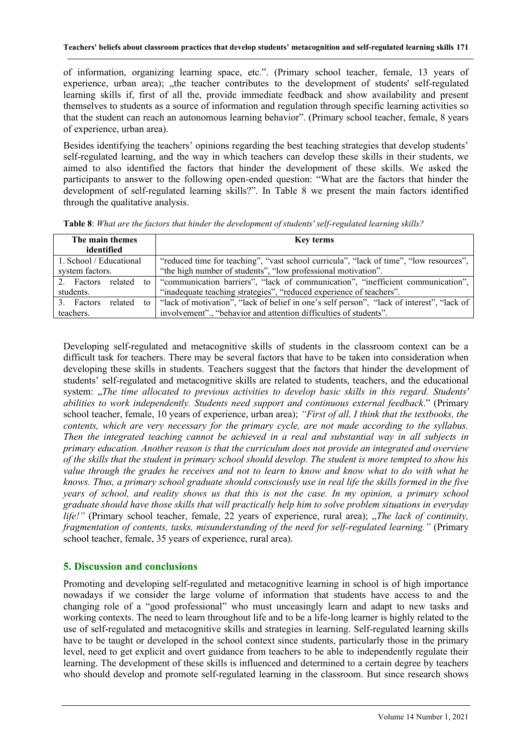of information, organizing learning space, etc.". (Primary school teacher, female, 13 years of experience, urban area); „the teacher contributes to the development of students' self-regulated learning skills if, first of all the, provide immediate feedback and show availability and present themselves to students as a source of information and regulation through specific learning activities so that the student can reach an autonomous learning behavior". (Primary school teacher, female, 8 years of experience, urban area).

Besides identifying the teachers' opinions regarding the best teaching strategies that develop students' self-regulated learning, and the way in which teachers can develop these skills in their students, we aimed to also identified the factors that hinder the development of these skills. We asked the participants to answer to the following open-ended question: "What are the factors that hinder the development of self-regulated learning skills?". In Table 8 we present the main factors identified through the qualitative analysis.

**Table 8**: *What are the factors that hinder the development of students' self-regulated learning skills?*

| The main themes identified | Key terms |
|---|---|
| 1. School / Educational system factors. | "reduced time for teaching", "vast school curricula", "lack of time", "low resources", "the high number of students", "low professional motivation". |
| 2. Factors related to students. | "communication barriers", "lack of communication", "inefficient communication", "inadequate teaching strategies", "reduced experience of teachers". |
| 3. Factors related to teachers. | "lack of motivation", "lack of belief in one's self person", "lack of interest", "lack of involvement"., "behavior and attention difficulties of students". |

Developing self-regulated and metacognitive skills of students in the classroom context can be a difficult task for teachers. There may be several factors that have to be taken into consideration when developing these skills in students. Teachers suggest that the factors that hinder the development of students' self-regulated and metacognitive skills are related to students, teachers, and the educational system: „*The time allocated to previous activities to develop basic skills in this regard. Students' abilities to work independently. Students need support and continuous external feedback*." (Primary school teacher, female, 10 years of experience, urban area); *"First of all, I think that the textbooks, the contents, which are very necessary for the primary cycle, are not made according to the syllabus. Then the integrated teaching cannot be achieved in a real and substantial way in all subjects in primary education. Another reason is that the curriculum does not provide an integrated and overview of the skills that the student in primary school should develop. The student is more tempted to show his value through the grades he receives and not to learn to know and know what to do with what he knows. Thus, a primary school graduate should consciously use in real life the skills formed in the five years of school, and reality shows us that this is not the case. In my opinion, a primary school graduate should have those skills that will practically help him to solve problem situations in everyday life!"* (Primary school teacher, female, 22 years of experience, rural area); „*The lack of continuity, fragmentation of contents, tasks, misunderstanding of the need for self-regulated learning."* (Primary school teacher, female, 35 years of experience, rural area).

## 5. Discussion and conclusions

Promoting and developing self-regulated and metacognitive learning in school is of high importance nowadays if we consider the large volume of information that students have access to and the changing role of a "good professional" who must unceasingly learn and adapt to new tasks and working contexts. The need to learn throughout life and to be a life-long learner is highly related to the use of self-regulated and metacognitive skills and strategies in learning. Self-regulated learning skills have to be taught or developed in the school context since students, particularly those in the primary level, need to get explicit and overt guidance from teachers to be able to independently regulate their learning. The development of these skills is influenced and determined to a certain degree by teachers who should develop and promote self-regulated learning in the classroom. But since research shows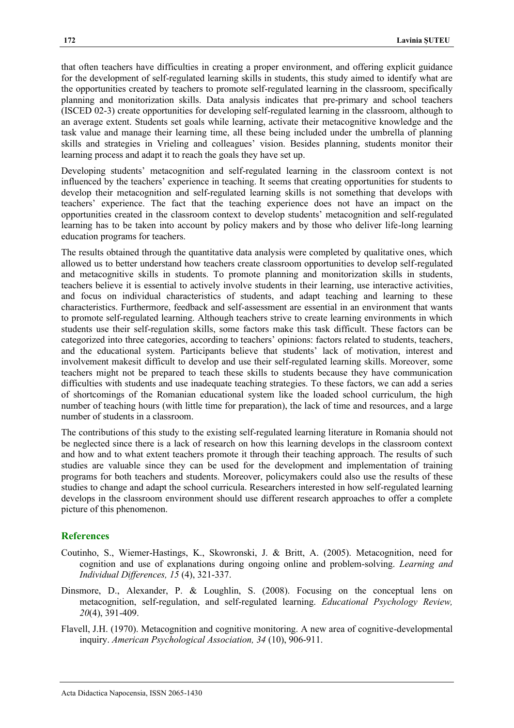that often teachers have difficulties in creating a proper environment, and offering explicit guidance for the development of self-regulated learning skills in students, this study aimed to identify what are the opportunities created by teachers to promote self-regulated learning in the classroom, specifically planning and monitorization skills. Data analysis indicates that pre-primary and school teachers (ISCED 02-3) create opportunities for developing self-regulated learning in the classroom, although to an average extent. Students set goals while learning, activate their metacognitive knowledge and the task value and manage their learning time, all these being included under the umbrella of planning skills and strategies in Vrieling and colleagues' vision. Besides planning, students monitor their learning process and adapt it to reach the goals they have set up.

Developing students' metacognition and self-regulated learning in the classroom context is not influenced by the teachers' experience in teaching. It seems that creating opportunities for students to develop their metacognition and self-regulated learning skills is not something that develops with teachers' experience. The fact that the teaching experience does not have an impact on the opportunities created in the classroom context to develop students' metacognition and self-regulated learning has to be taken into account by policy makers and by those who deliver life-long learning education programs for teachers.

The results obtained through the quantitative data analysis were completed by qualitative ones, which allowed us to better understand how teachers create classroom opportunities to develop self-regulated and metacognitive skills in students. To promote planning and monitorization skills in students, teachers believe it is essential to actively involve students in their learning, use interactive activities, and focus on individual characteristics of students, and adapt teaching and learning to these characteristics. Furthermore, feedback and self-assessment are essential in an environment that wants to promote self-regulated learning. Although teachers strive to create learning environments in which students use their self-regulation skills, some factors make this task difficult. These factors can be categorized into three categories, according to teachers' opinions: factors related to students, teachers, and the educational system. Participants believe that students' lack of motivation, interest and involvement makesit difficult to develop and use their self-regulated learning skills. Moreover, some teachers might not be prepared to teach these skills to students because they have communication difficulties with students and use inadequate teaching strategies. To these factors, we can add a series of shortcomings of the Romanian educational system like the loaded school curriculum, the high number of teaching hours (with little time for preparation), the lack of time and resources, and a large number of students in a classroom.

The contributions of this study to the existing self-regulated learning literature in Romania should not be neglected since there is a lack of research on how this learning develops in the classroom context and how and to what extent teachers promote it through their teaching approach. The results of such studies are valuable since they can be used for the development and implementation of training programs for both teachers and students. Moreover, policymakers could also use the results of these studies to change and adapt the school curricula. Researchers interested in how self-regulated learning develops in the classroom environment should use different research approaches to offer a complete picture of this phenomenon.

## References

Coutinho, S., Wiemer-Hastings, K., Skowronski, J. & Britt, A. (2005). Metacognition, need for cognition and use of explanations during ongoing online and problem-solving. *Learning and Individual Differences, 15* (4), 321-337.

Dinsmore, D., Alexander, P. & Loughlin, S. (2008). Focusing on the conceptual lens on metacognition, self-regulation, and self-regulated learning. *Educational Psychology Review, 20*(4), 391-409.

Flavell, J.H. (1970). Metacognition and cognitive monitoring. A new area of cognitive-developmental inquiry. *American Psychological Association, 34* (10), 906-911.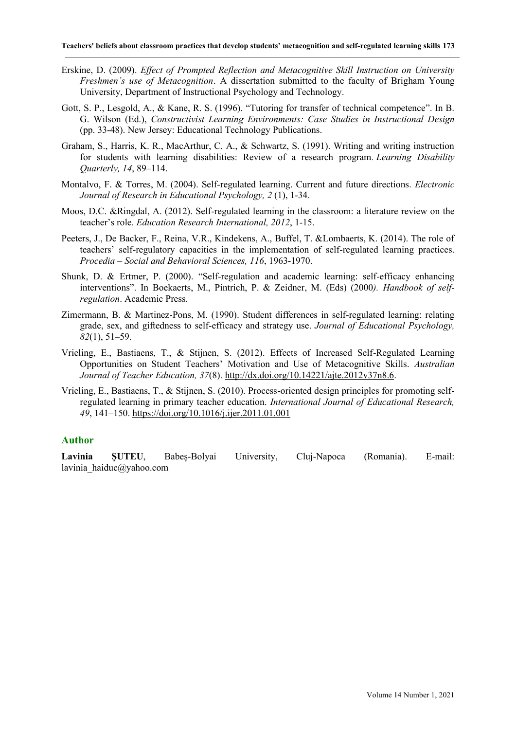Erskine, D. (2009). *Effect of Prompted Reflection and Metacognitive Skill Instruction on University Freshmen's use of Metacognition*. A dissertation submitted to the faculty of Brigham Young University, Department of Instructional Psychology and Technology.

Gott, S. P., Lesgold, A., & Kane, R. S. (1996). "Tutoring for transfer of technical competence". In B. G. Wilson (Ed.), *Constructivist Learning Environments: Case Studies in Instructional Design* (pp. 33-48). New Jersey: Educational Technology Publications.

Graham, S., Harris, K. R., MacArthur, C. A., & Schwartz, S. (1991). Writing and writing instruction for students with learning disabilities: Review of a research program. *Learning Disability Quarterly, 14*, 89–114.

Montalvo, F. & Torres, M. (2004). Self-regulated learning. Current and future directions. *Electronic Journal of Research in Educational Psychology, 2* (1), 1-34.

Moos, D.C. &Ringdal, A. (2012). Self-regulated learning in the classroom: a literature review on the teacher's role. *Education Research International, 2012*, 1-15.

Peeters, J., De Backer, F., Reina, V.R., Kindekens, A., Buffel, T. &Lombaerts, K. (2014). The role of teachers' self-regulatory capacities in the implementation of self-regulated learning practices. *Procedia – Social and Behavioral Sciences, 116*, 1963-1970.

Shunk, D. & Ertmer, P. (2000). "Self-regulation and academic learning: self-efficacy enhancing interventions". In Boekaerts, M., Pintrich, P. & Zeidner, M. (Eds) (2000*). Handbook of self-regulation*. Academic Press.

Zimermann, B. & Martinez-Pons, M. (1990). Student differences in self-regulated learning: relating grade, sex, and giftedness to self-efficacy and strategy use. *Journal of Educational Psychology, 82*(1), 51–59.

Vrieling, E., Bastiaens, T., & Stijnen, S. (2012). Effects of Increased Self-Regulated Learning Opportunities on Student Teachers' Motivation and Use of Metacognitive Skills. *Australian Journal of Teacher Education, 37*(8). http://dx.doi.org/10.14221/ajte.2012v37n8.6.

Vrieling, E., Bastiaens, T., & Stijnen, S. (2010). Process-oriented design principles for promoting self-regulated learning in primary teacher education. *International Journal of Educational Research, 49*, 141–150. https://doi.org/10.1016/j.ijer.2011.01.001

## Author

**Lavinia ȘUTEU**, Babeș-Bolyai University, Cluj-Napoca (Romania). E-mail: lavinia_haiduc@yahoo.com